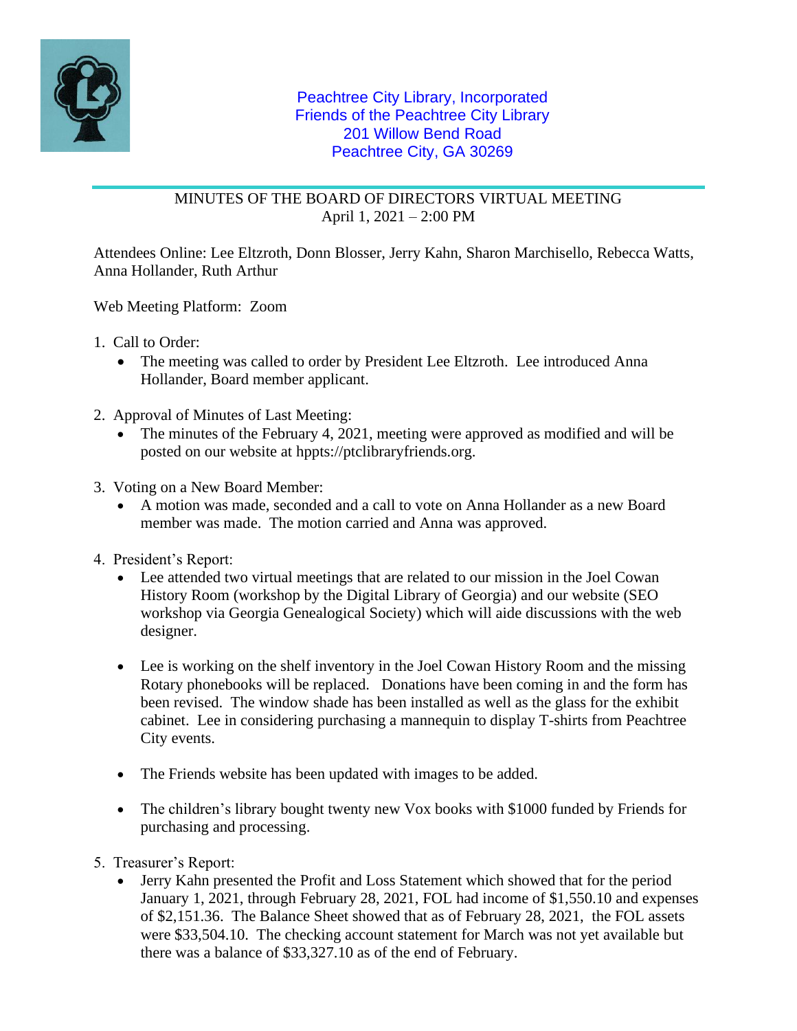Peachtree City Library, Incorporated
Friends of the Peachtree City Library
201 Willow Bend Road
Peachtree City, GA 30269

# MINUTES OF THE BOARD OF DIRECTORS VIRTUAL MEETING

April 1, 2021 – 2:00 PM

Attendees Online: Lee Eltzroth, Donn Blosser, Jerry Kahn, Sharon Marchisello, Rebecca Watts, Anna Hollander, Ruth Arthur

Web Meeting Platform: Zoom

1. Call to Order:
   - The meeting was called to order by President Lee Eltzroth. Lee introduced Anna Hollander, Board member applicant.

2. Approval of Minutes of Last Meeting:
   - The minutes of the February 4, 2021, meeting were approved as modified and will be posted on our website at hppts://ptclibraryfriends.org.

3. Voting on a New Board Member:
   - A motion was made, seconded and a call to vote on Anna Hollander as a new Board member was made. The motion carried and Anna was approved.

4. President's Report:
   - Lee attended two virtual meetings that are related to our mission in the Joel Cowan History Room (workshop by the Digital Library of Georgia) and our website (SEO workshop via Georgia Genealogical Society) which will aide discussions with the web designer.

   - Lee is working on the shelf inventory in the Joel Cowan History Room and the missing Rotary phonebooks will be replaced. Donations have been coming in and the form has been revised. The window shade has been installed as well as the glass for the exhibit cabinet. Lee in considering purchasing a mannequin to display T-shirts from Peachtree City events.

   - The Friends website has been updated with images to be added.

   - The children's library bought twenty new Vox books with $1000 funded by Friends for purchasing and processing.

5. Treasurer's Report:
   - Jerry Kahn presented the Profit and Loss Statement which showed that for the period January 1, 2021, through February 28, 2021, FOL had income of $1,550.10 and expenses of $2,151.36. The Balance Sheet showed that as of February 28, 2021, the FOL assets were $33,504.10. The checking account statement for March was not yet available but there was a balance of $33,327.10 as of the end of February.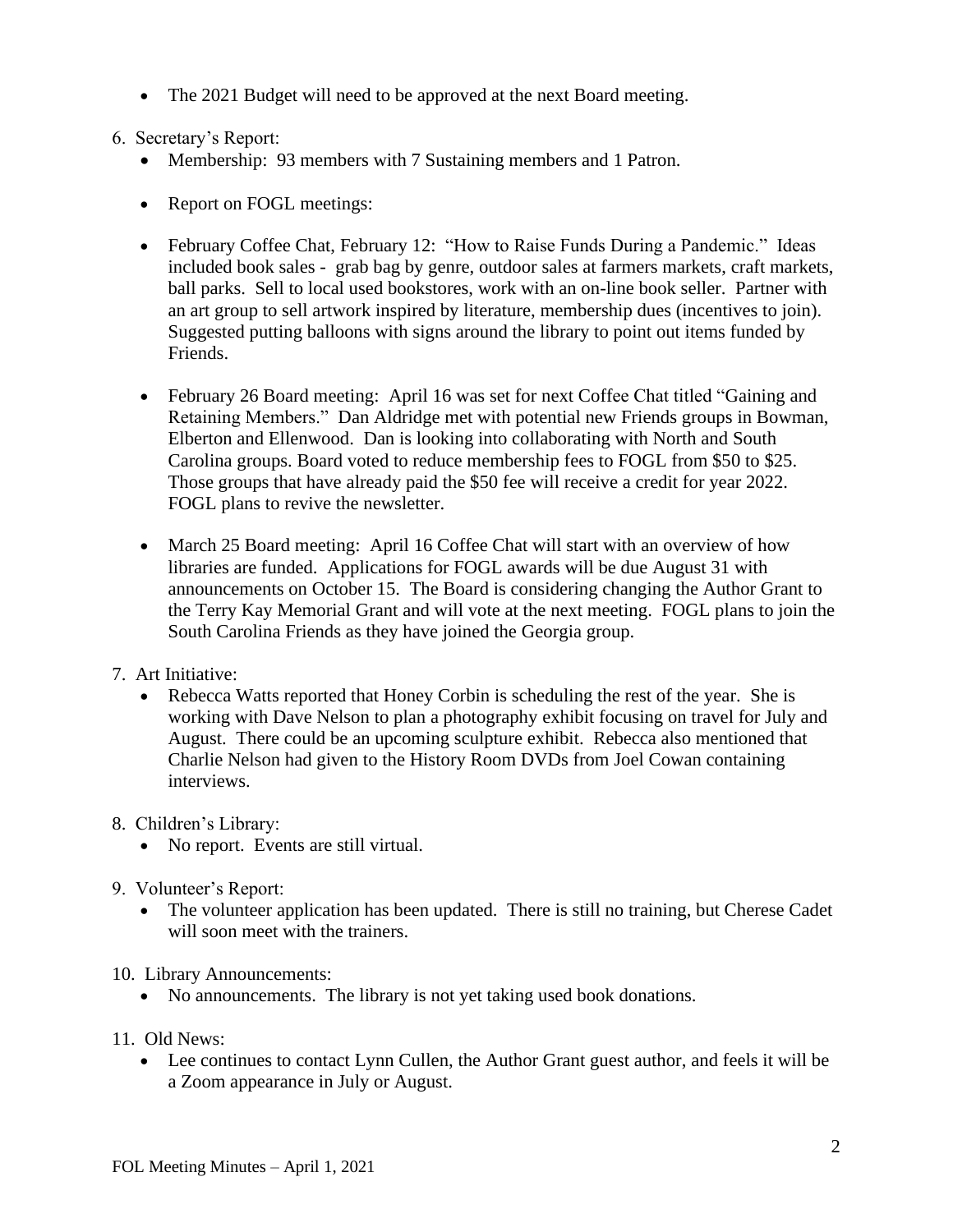- The 2021 Budget will need to be approved at the next Board meeting.

6. Secretary's Report:
   - Membership: 93 members with 7 Sustaining members and 1 Patron.
   - Report on FOGL meetings:
   - February Coffee Chat, February 12: "How to Raise Funds During a Pandemic." Ideas included book sales - grab bag by genre, outdoor sales at farmers markets, craft markets, ball parks. Sell to local used bookstores, work with an on-line book seller. Partner with an art group to sell artwork inspired by literature, membership dues (incentives to join). Suggested putting balloons with signs around the library to point out items funded by Friends.
   - February 26 Board meeting: April 16 was set for next Coffee Chat titled "Gaining and Retaining Members." Dan Aldridge met with potential new Friends groups in Bowman, Elberton and Ellenwood. Dan is looking into collaborating with North and South Carolina groups. Board voted to reduce membership fees to FOGL from $50 to $25. Those groups that have already paid the $50 fee will receive a credit for year 2022. FOGL plans to revive the newsletter.
   - March 25 Board meeting: April 16 Coffee Chat will start with an overview of how libraries are funded. Applications for FOGL awards will be due August 31 with announcements on October 15. The Board is considering changing the Author Grant to the Terry Kay Memorial Grant and will vote at the next meeting. FOGL plans to join the South Carolina Friends as they have joined the Georgia group.

7. Art Initiative:
   - Rebecca Watts reported that Honey Corbin is scheduling the rest of the year. She is working with Dave Nelson to plan a photography exhibit focusing on travel for July and August. There could be an upcoming sculpture exhibit. Rebecca also mentioned that Charlie Nelson had given to the History Room DVDs from Joel Cowan containing interviews.

8. Children's Library:
   - No report. Events are still virtual.

9. Volunteer's Report:
   - The volunteer application has been updated. There is still no training, but Cherese Cadet will soon meet with the trainers.

10. Library Announcements:
    - No announcements. The library is not yet taking used book donations.

11. Old News:
    - Lee continues to contact Lynn Cullen, the Author Grant guest author, and feels it will be a Zoom appearance in July or August.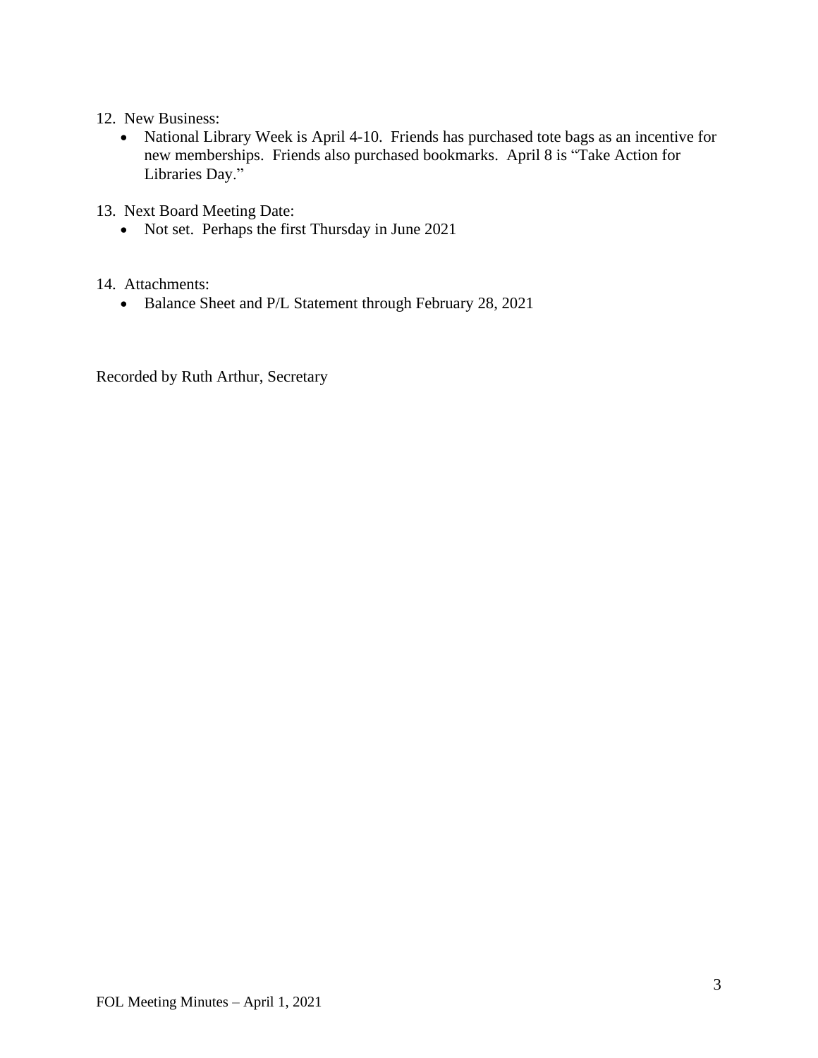12. New Business:
    - National Library Week is April 4-10. Friends has purchased tote bags as an incentive for new memberships. Friends also purchased bookmarks. April 8 is "Take Action for Libraries Day."

13. Next Board Meeting Date:
    - Not set. Perhaps the first Thursday in June 2021

14. Attachments:
    - Balance Sheet and P/L Statement through February 28, 2021

Recorded by Ruth Arthur, Secretary